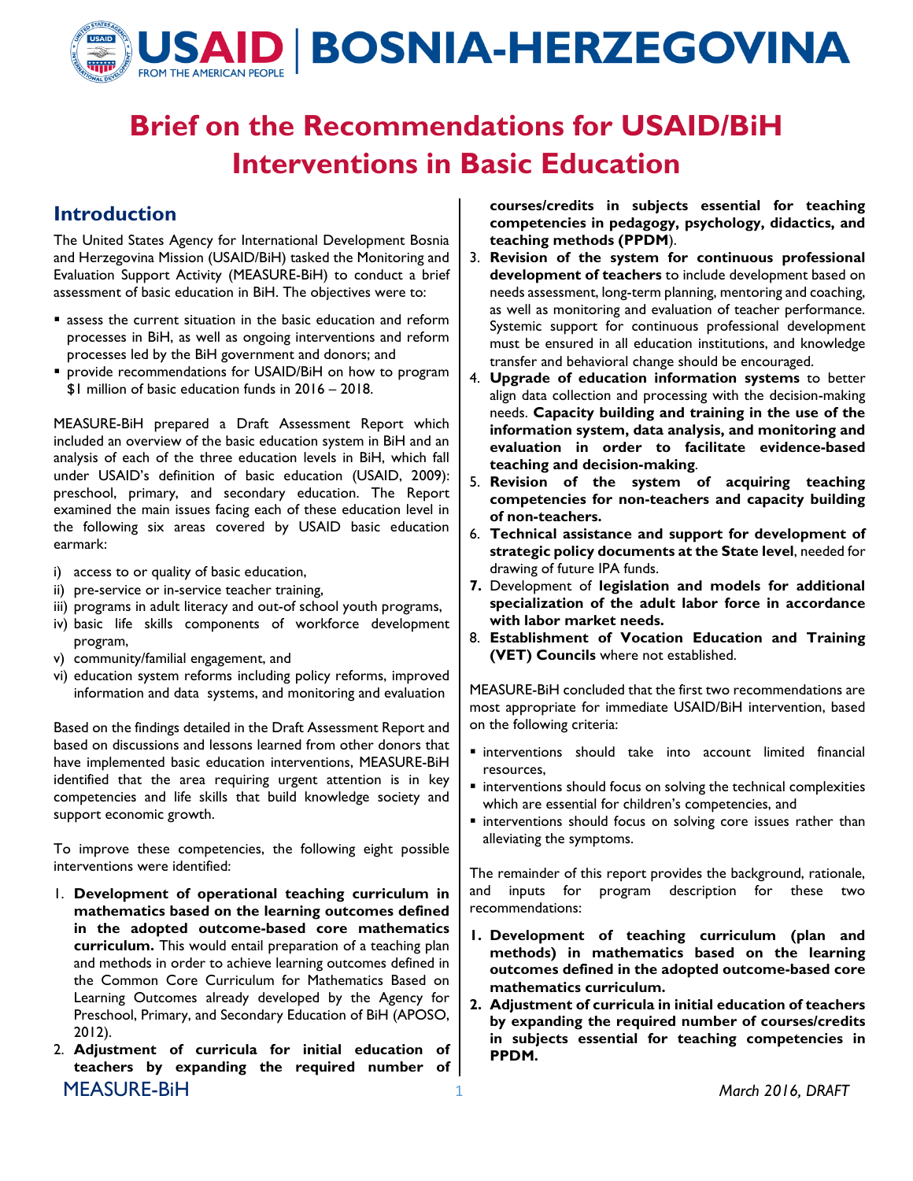# Brief on the Recommendations for USAID/BiH Interventions in Basic Education

## Introduction

The United States Agency for International Development Bosnia and Herzegovina Mission (USAID/BiH) tasked the Monitoring and Evaluation Support Activity (MEASURE-BiH) to conduct a brief assessment of basic education in BiH. The objectives were to:

- assess the current situation in the basic education and reform processes in BiH, as well as ongoing interventions and reform processes led by the BiH government and donors; and
- provide recommendations for USAID/BiH on how to program $1 million of basic education funds in 2016 – 2018.

MEASURE-BiH prepared a Draft Assessment Report which included an overview of the basic education system in BiH and an analysis of each of the three education levels in BiH, which fall under USAID's definition of basic education (USAID, 2009): preschool, primary, and secondary education. The Report examined the main issues facing each of these education level in the following six areas covered by USAID basic education earmark:

i) access to or quality of basic education,
ii) pre-service or in-service teacher training,
iii) programs in adult literacy and out-of school youth programs,
iv) basic life skills components of workforce development program,
v) community/familial engagement, and
vi) education system reforms including policy reforms, improved information and data systems, and monitoring and evaluation

Based on the findings detailed in the Draft Assessment Report and based on discussions and lessons learned from other donors that have implemented basic education interventions, MEASURE-BiH identified that the area requiring urgent attention is in key competencies and life skills that build knowledge society and support economic growth.

To improve these competencies, the following eight possible interventions were identified:

1. **Development of operational teaching curriculum in mathematics based on the learning outcomes defined in the adopted outcome-based core mathematics curriculum.** This would entail preparation of a teaching plan and methods in order to achieve learning outcomes defined in the Common Core Curriculum for Mathematics Based on Learning Outcomes already developed by the Agency for Preschool, Primary, and Secondary Education of BiH (APOSO, 2012).
2. **Adjustment of curricula for initial education of teachers by expanding the required number of courses/credits in subjects essential for teaching competencies in pedagogy, psychology, didactics, and teaching methods (PPDM)**.
3. **Revision of the system for continuous professional development of teachers** to include development based on needs assessment, long-term planning, mentoring and coaching, as well as monitoring and evaluation of teacher performance. Systemic support for continuous professional development must be ensured in all education institutions, and knowledge transfer and behavioral change should be encouraged.
4. **Upgrade of education information systems** to better align data collection and processing with the decision-making needs. **Capacity building and training in the use of the information system, data analysis, and monitoring and evaluation in order to facilitate evidence-based teaching and decision-making**.
5. **Revision of the system of acquiring teaching competencies for non-teachers and capacity building of non-teachers.**
6. **Technical assistance and support for development of strategic policy documents at the State level**, needed for drawing of future IPA funds.
7. Development of **legislation and models for additional specialization of the adult labor force in accordance with labor market needs.**
8. **Establishment of Vocation Education and Training (VET) Councils** where not established.

MEASURE-BiH concluded that the first two recommendations are most appropriate for immediate USAID/BiH intervention, based on the following criteria:

- interventions should take into account limited financial resources,
- interventions should focus on solving the technical complexities which are essential for children's competencies, and
- interventions should focus on solving core issues rather than alleviating the symptoms.

The remainder of this report provides the background, rationale, and inputs for program description for these two recommendations:

1. **Development of teaching curriculum (plan and methods) in mathematics based on the learning outcomes defined in the adopted outcome-based core mathematics curriculum.**
2. **Adjustment of curricula in initial education of teachers by expanding the required number of courses/credits in subjects essential for teaching competencies in PPDM.**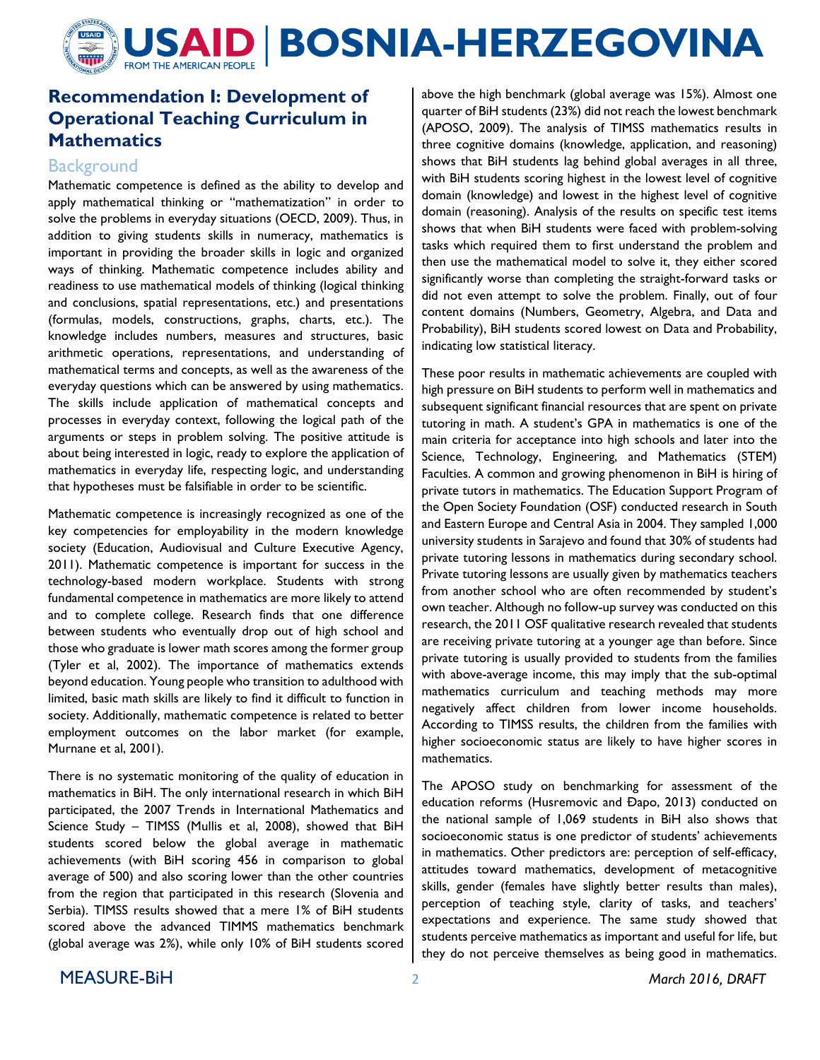## Recommendation I: Development of Operational Teaching Curriculum in Mathematics

### Background

Mathematic competence is defined as the ability to develop and apply mathematical thinking or "mathematization" in order to solve the problems in everyday situations (OECD, 2009). Thus, in addition to giving students skills in numeracy, mathematics is important in providing the broader skills in logic and organized ways of thinking. Mathematic competence includes ability and readiness to use mathematical models of thinking (logical thinking and conclusions, spatial representations, etc.) and presentations (formulas, models, constructions, graphs, charts, etc.). The knowledge includes numbers, measures and structures, basic arithmetic operations, representations, and understanding of mathematical terms and concepts, as well as the awareness of the everyday questions which can be answered by using mathematics. The skills include application of mathematical concepts and processes in everyday context, following the logical path of the arguments or steps in problem solving. The positive attitude is about being interested in logic, ready to explore the application of mathematics in everyday life, respecting logic, and understanding that hypotheses must be falsifiable in order to be scientific.

Mathematic competence is increasingly recognized as one of the key competencies for employability in the modern knowledge society (Education, Audiovisual and Culture Executive Agency, 2011). Mathematic competence is important for success in the technology-based modern workplace. Students with strong fundamental competence in mathematics are more likely to attend and to complete college. Research finds that one difference between students who eventually drop out of high school and those who graduate is lower math scores among the former group (Tyler et al, 2002). The importance of mathematics extends beyond education. Young people who transition to adulthood with limited, basic math skills are likely to find it difficult to function in society. Additionally, mathematic competence is related to better employment outcomes on the labor market (for example, Murnane et al, 2001).

There is no systematic monitoring of the quality of education in mathematics in BiH. The only international research in which BiH participated, the 2007 Trends in International Mathematics and Science Study – TIMSS (Mullis et al, 2008), showed that BiH students scored below the global average in mathematic achievements (with BiH scoring 456 in comparison to global average of 500) and also scoring lower than the other countries from the region that participated in this research (Slovenia and Serbia). TIMSS results showed that a mere 1% of BiH students scored above the advanced TIMMS mathematics benchmark (global average was 2%), while only 10% of BiH students scored above the high benchmark (global average was 15%). Almost one quarter of BiH students (23%) did not reach the lowest benchmark (APOSO, 2009). The analysis of TIMSS mathematics results in three cognitive domains (knowledge, application, and reasoning) shows that BiH students lag behind global averages in all three, with BiH students scoring highest in the lowest level of cognitive domain (knowledge) and lowest in the highest level of cognitive domain (reasoning). Analysis of the results on specific test items shows that when BiH students were faced with problem-solving tasks which required them to first understand the problem and then use the mathematical model to solve it, they either scored significantly worse than completing the straight-forward tasks or did not even attempt to solve the problem. Finally, out of four content domains (Numbers, Geometry, Algebra, and Data and Probability), BiH students scored lowest on Data and Probability, indicating low statistical literacy.

These poor results in mathematic achievements are coupled with high pressure on BiH students to perform well in mathematics and subsequent significant financial resources that are spent on private tutoring in math. A student's GPA in mathematics is one of the main criteria for acceptance into high schools and later into the Science, Technology, Engineering, and Mathematics (STEM) Faculties. A common and growing phenomenon in BiH is hiring of private tutors in mathematics. The Education Support Program of the Open Society Foundation (OSF) conducted research in South and Eastern Europe and Central Asia in 2004. They sampled 1,000 university students in Sarajevo and found that 30% of students had private tutoring lessons in mathematics during secondary school. Private tutoring lessons are usually given by mathematics teachers from another school who are often recommended by student's own teacher. Although no follow-up survey was conducted on this research, the 2011 OSF qualitative research revealed that students are receiving private tutoring at a younger age than before. Since private tutoring is usually provided to students from the families with above-average income, this may imply that the sub-optimal mathematics curriculum and teaching methods may more negatively affect children from lower income households. According to TIMSS results, the children from the families with higher socioeconomic status are likely to have higher scores in mathematics.

The APOSO study on benchmarking for assessment of the education reforms (Husremovic and Đapo, 2013) conducted on the national sample of 1,069 students in BiH also shows that socioeconomic status is one predictor of students' achievements in mathematics. Other predictors are: perception of self-efficacy, attitudes toward mathematics, development of metacognitive skills, gender (females have slightly better results than males), perception of teaching style, clarity of tasks, and teachers' expectations and experience. The same study showed that students perceive mathematics as important and useful for life, but they do not perceive themselves as being good in mathematics.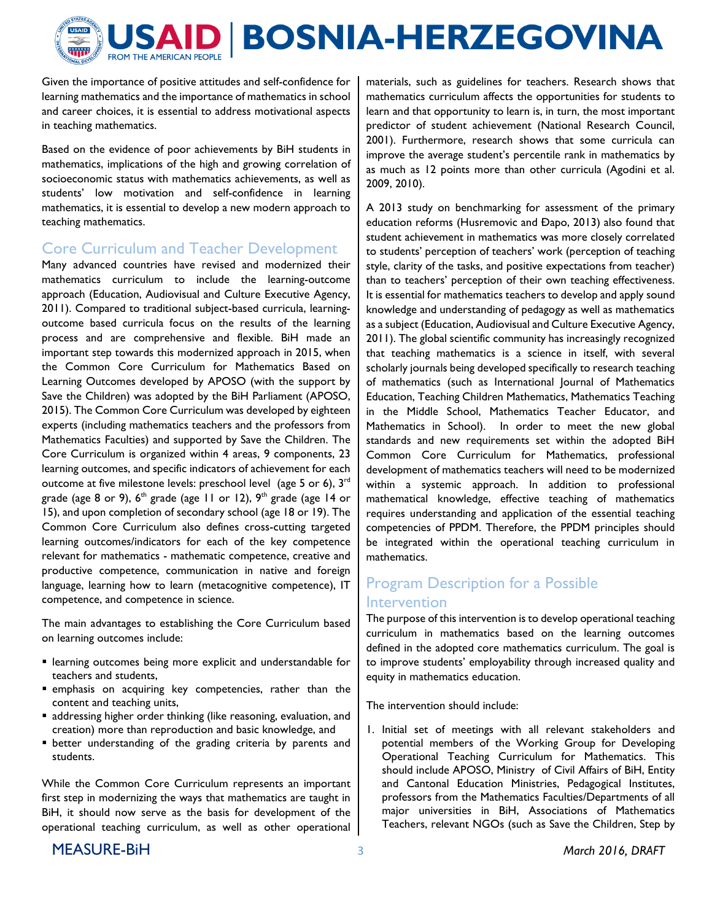Given the importance of positive attitudes and self-confidence for learning mathematics and the importance of mathematics in school and career choices, it is essential to address motivational aspects in teaching mathematics.

Based on the evidence of poor achievements by BiH students in mathematics, implications of the high and growing correlation of socioeconomic status with mathematics achievements, as well as students' low motivation and self-confidence in learning mathematics, it is essential to develop a new modern approach to teaching mathematics.

## Core Curriculum and Teacher Development

Many advanced countries have revised and modernized their mathematics curriculum to include the learning-outcome approach (Education, Audiovisual and Culture Executive Agency, 2011). Compared to traditional subject-based curricula, learning-outcome based curricula focus on the results of the learning process and are comprehensive and flexible. BiH made an important step towards this modernized approach in 2015, when the Common Core Curriculum for Mathematics Based on Learning Outcomes developed by APOSO (with the support by Save the Children) was adopted by the BiH Parliament (APOSO, 2015). The Common Core Curriculum was developed by eighteen experts (including mathematics teachers and the professors from Mathematics Faculties) and supported by Save the Children. The Core Curriculum is organized within 4 areas, 9 components, 23 learning outcomes, and specific indicators of achievement for each outcome at five milestone levels: preschool level (age 5 or 6), 3rd grade (age 8 or 9), 6th grade (age 11 or 12), 9th grade (age 14 or 15), and upon completion of secondary school (age 18 or 19). The Common Core Curriculum also defines cross-cutting targeted learning outcomes/indicators for each of the key competence relevant for mathematics - mathematic competence, creative and productive competence, communication in native and foreign language, learning how to learn (metacognitive competence), IT competence, and competence in science.

The main advantages to establishing the Core Curriculum based on learning outcomes include:

- learning outcomes being more explicit and understandable for teachers and students,
- emphasis on acquiring key competencies, rather than the content and teaching units,
- addressing higher order thinking (like reasoning, evaluation, and creation) more than reproduction and basic knowledge, and
- better understanding of the grading criteria by parents and students.

While the Common Core Curriculum represents an important first step in modernizing the ways that mathematics are taught in BiH, it should now serve as the basis for development of the operational teaching curriculum, as well as other operational materials, such as guidelines for teachers. Research shows that mathematics curriculum affects the opportunities for students to learn and that opportunity to learn is, in turn, the most important predictor of student achievement (National Research Council, 2001). Furthermore, research shows that some curricula can improve the average student's percentile rank in mathematics by as much as 12 points more than other curricula (Agodini et al. 2009, 2010).

A 2013 study on benchmarking for assessment of the primary education reforms (Husremovic and Đapo, 2013) also found that student achievement in mathematics was more closely correlated to students' perception of teachers' work (perception of teaching style, clarity of the tasks, and positive expectations from teacher) than to teachers' perception of their own teaching effectiveness. It is essential for mathematics teachers to develop and apply sound knowledge and understanding of pedagogy as well as mathematics as a subject (Education, Audiovisual and Culture Executive Agency, 2011). The global scientific community has increasingly recognized that teaching mathematics is a science in itself, with several scholarly journals being developed specifically to research teaching of mathematics (such as International Journal of Mathematics Education, Teaching Children Mathematics, Mathematics Teaching in the Middle School, Mathematics Teacher Educator, and Mathematics in School). In order to meet the new global standards and new requirements set within the adopted BiH Common Core Curriculum for Mathematics, professional development of mathematics teachers will need to be modernized within a systemic approach. In addition to professional mathematical knowledge, effective teaching of mathematics requires understanding and application of the essential teaching competencies of PPDM. Therefore, the PPDM principles should be integrated within the operational teaching curriculum in mathematics.

## Program Description for a Possible Intervention

The purpose of this intervention is to develop operational teaching curriculum in mathematics based on the learning outcomes defined in the adopted core mathematics curriculum. The goal is to improve students' employability through increased quality and equity in mathematics education.

The intervention should include:

1. Initial set of meetings with all relevant stakeholders and potential members of the Working Group for Developing Operational Teaching Curriculum for Mathematics. This should include APOSO, Ministry of Civil Affairs of BiH, Entity and Cantonal Education Ministries, Pedagogical Institutes, professors from the Mathematics Faculties/Departments of all major universities in BiH, Associations of Mathematics Teachers, relevant NGOs (such as Save the Children, Step by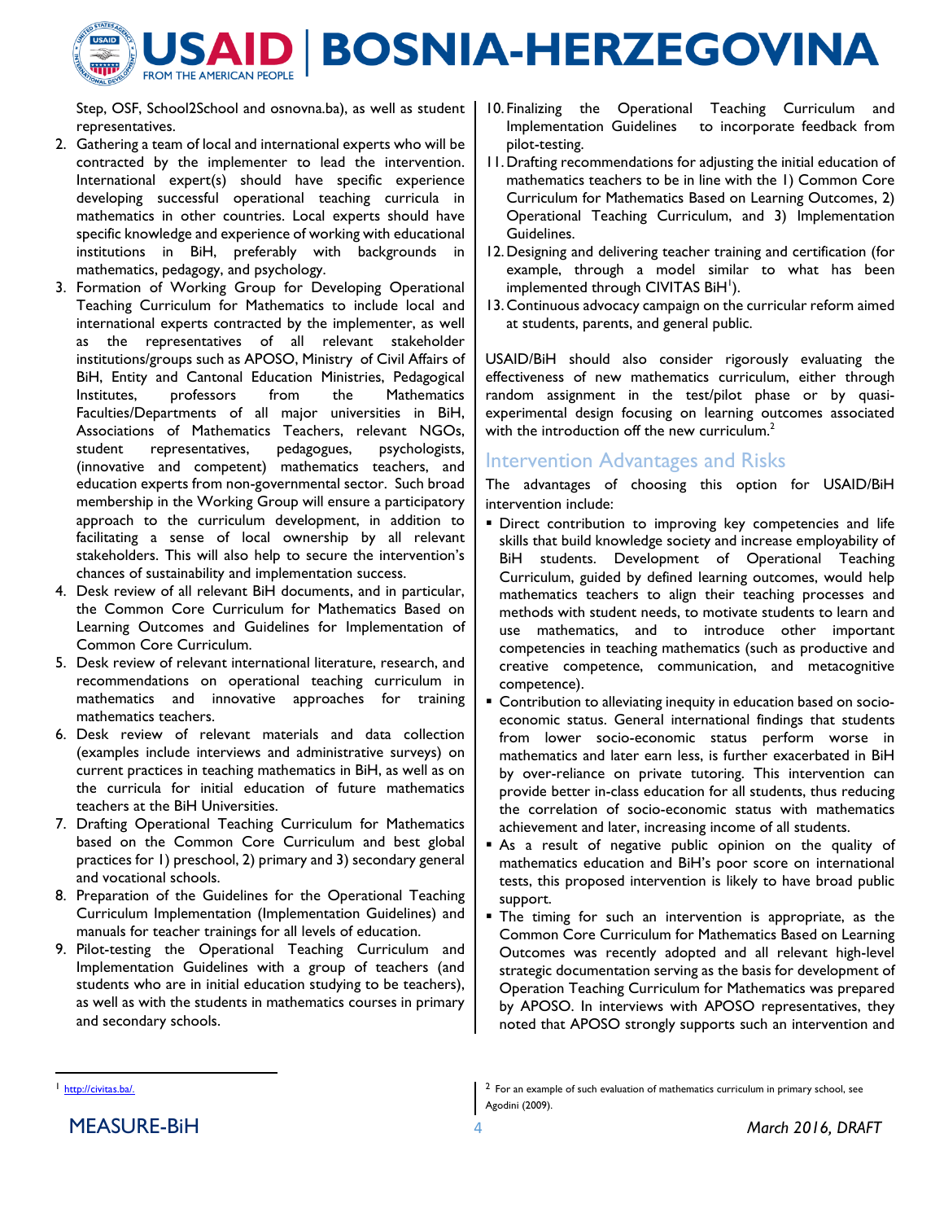Step, OSF, School2School and osnovna.ba), as well as student representatives.

2. Gathering a team of local and international experts who will be contracted by the implementer to lead the intervention. International expert(s) should have specific experience developing successful operational teaching curricula in mathematics in other countries. Local experts should have specific knowledge and experience of working with educational institutions in BiH, preferably with backgrounds in mathematics, pedagogy, and psychology.
3. Formation of Working Group for Developing Operational Teaching Curriculum for Mathematics to include local and international experts contracted by the implementer, as well as the representatives of all relevant stakeholder institutions/groups such as APOSO, Ministry of Civil Affairs of BiH, Entity and Cantonal Education Ministries, Pedagogical Institutes, professors from the Mathematics Faculties/Departments of all major universities in BiH, Associations of Mathematics Teachers, relevant NGOs, student representatives, pedagogues, psychologists, (innovative and competent) mathematics teachers, and education experts from non-governmental sector. Such broad membership in the Working Group will ensure a participatory approach to the curriculum development, in addition to facilitating a sense of local ownership by all relevant stakeholders. This will also help to secure the intervention's chances of sustainability and implementation success.
4. Desk review of all relevant BiH documents, and in particular, the Common Core Curriculum for Mathematics Based on Learning Outcomes and Guidelines for Implementation of Common Core Curriculum.
5. Desk review of relevant international literature, research, and recommendations on operational teaching curriculum in mathematics and innovative approaches for training mathematics teachers.
6. Desk review of relevant materials and data collection (examples include interviews and administrative surveys) on current practices in teaching mathematics in BiH, as well as on the curricula for initial education of future mathematics teachers at the BiH Universities.
7. Drafting Operational Teaching Curriculum for Mathematics based on the Common Core Curriculum and best global practices for 1) preschool, 2) primary and 3) secondary general and vocational schools.
8. Preparation of the Guidelines for the Operational Teaching Curriculum Implementation (Implementation Guidelines) and manuals for teacher trainings for all levels of education.
9. Pilot-testing the Operational Teaching Curriculum and Implementation Guidelines with a group of teachers (and students who are in initial education studying to be teachers), as well as with the students in mathematics courses in primary and secondary schools.
10. Finalizing the Operational Teaching Curriculum and Implementation Guidelines to incorporate feedback from pilot-testing.
11. Drafting recommendations for adjusting the initial education of mathematics teachers to be in line with the 1) Common Core Curriculum for Mathematics Based on Learning Outcomes, 2) Operational Teaching Curriculum, and 3) Implementation Guidelines.
12. Designing and delivering teacher training and certification (for example, through a model similar to what has been implemented through CIVITAS BiH[1]).
13. Continuous advocacy campaign on the curricular reform aimed at students, parents, and general public.

USAID/BiH should also consider rigorously evaluating the effectiveness of new mathematics curriculum, either through random assignment in the test/pilot phase or by quasi-experimental design focusing on learning outcomes associated with the introduction off the new curriculum.[2]

## Intervention Advantages and Risks

The advantages of choosing this option for USAID/BiH intervention include:

- Direct contribution to improving key competencies and life skills that build knowledge society and increase employability of BiH students. Development of Operational Teaching Curriculum, guided by defined learning outcomes, would help mathematics teachers to align their teaching processes and methods with student needs, to motivate students to learn and use mathematics, and to introduce other important competencies in teaching mathematics (such as productive and creative competence, communication, and metacognitive competence).
- Contribution to alleviating inequity in education based on socio-economic status. General international findings that students from lower socio-economic status perform worse in mathematics and later earn less, is further exacerbated in BiH by over-reliance on private tutoring. This intervention can provide better in-class education for all students, thus reducing the correlation of socio-economic status with mathematics achievement and later, increasing income of all students.
- As a result of negative public opinion on the quality of mathematics education and BiH's poor score on international tests, this proposed intervention is likely to have broad public support.
- The timing for such an intervention is appropriate, as the Common Core Curriculum for Mathematics Based on Learning Outcomes was recently adopted and all relevant high-level strategic documentation serving as the basis for development of Operation Teaching Curriculum for Mathematics was prepared by APOSO. In interviews with APOSO representatives, they noted that APOSO strongly supports such an intervention and

[1] http://civitas.ba/.

[2] For an example of such evaluation of mathematics curriculum in primary school, see Agodini (2009).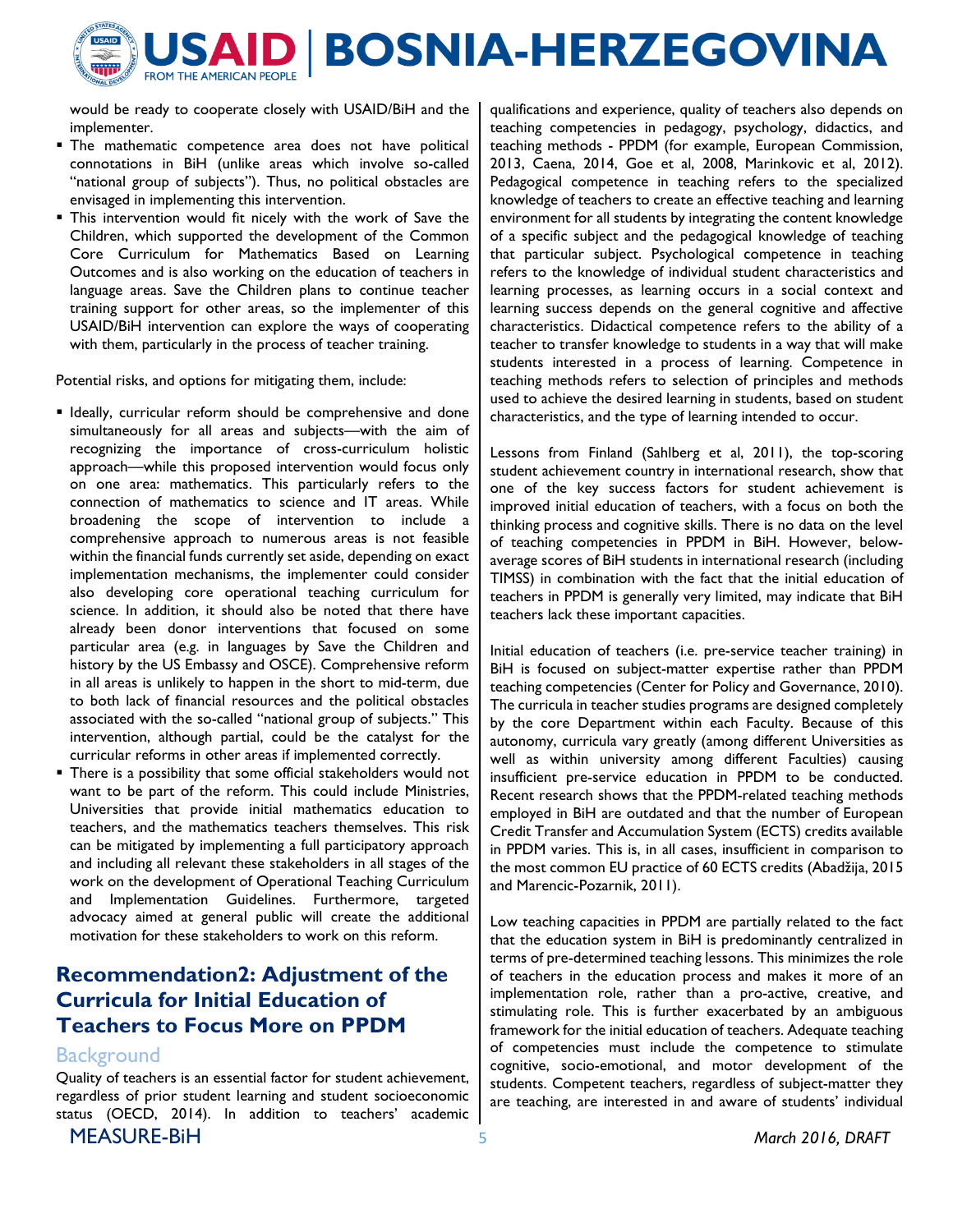would be ready to cooperate closely with USAID/BiH and the implementer.

- The mathematic competence area does not have political connotations in BiH (unlike areas which involve so-called "national group of subjects"). Thus, no political obstacles are envisaged in implementing this intervention.
- This intervention would fit nicely with the work of Save the Children, which supported the development of the Common Core Curriculum for Mathematics Based on Learning Outcomes and is also working on the education of teachers in language areas. Save the Children plans to continue teacher training support for other areas, so the implementer of this USAID/BiH intervention can explore the ways of cooperating with them, particularly in the process of teacher training.

Potential risks, and options for mitigating them, include:

- Ideally, curricular reform should be comprehensive and done simultaneously for all areas and subjects—with the aim of recognizing the importance of cross-curriculum holistic approach—while this proposed intervention would focus only on one area: mathematics. This particularly refers to the connection of mathematics to science and IT areas. While broadening the scope of intervention to include a comprehensive approach to numerous areas is not feasible within the financial funds currently set aside, depending on exact implementation mechanisms, the implementer could consider also developing core operational teaching curriculum for science. In addition, it should also be noted that there have already been donor interventions that focused on some particular area (e.g. in languages by Save the Children and history by the US Embassy and OSCE). Comprehensive reform in all areas is unlikely to happen in the short to mid-term, due to both lack of financial resources and the political obstacles associated with the so-called "national group of subjects." This intervention, although partial, could be the catalyst for the curricular reforms in other areas if implemented correctly.
- There is a possibility that some official stakeholders would not want to be part of the reform. This could include Ministries, Universities that provide initial mathematics education to teachers, and the mathematics teachers themselves. This risk can be mitigated by implementing a full participatory approach and including all relevant these stakeholders in all stages of the work on the development of Operational Teaching Curriculum and Implementation Guidelines. Furthermore, targeted advocacy aimed at general public will create the additional motivation for these stakeholders to work on this reform.

## Recommendation2: Adjustment of the Curricula for Initial Education of Teachers to Focus More on PPDM

### Background

Quality of teachers is an essential factor for student achievement, regardless of prior student learning and student socioeconomic status (OECD, 2014). In addition to teachers' academic qualifications and experience, quality of teachers also depends on teaching competencies in pedagogy, psychology, didactics, and teaching methods - PPDM (for example, European Commission, 2013, Caena, 2014, Goe et al, 2008, Marinkovic et al, 2012). Pedagogical competence in teaching refers to the specialized knowledge of teachers to create an effective teaching and learning environment for all students by integrating the content knowledge of a specific subject and the pedagogical knowledge of teaching that particular subject. Psychological competence in teaching refers to the knowledge of individual student characteristics and learning processes, as learning occurs in a social context and learning success depends on the general cognitive and affective characteristics. Didactical competence refers to the ability of a teacher to transfer knowledge to students in a way that will make students interested in a process of learning. Competence in teaching methods refers to selection of principles and methods used to achieve the desired learning in students, based on student characteristics, and the type of learning intended to occur.

Lessons from Finland (Sahlberg et al, 2011), the top-scoring student achievement country in international research, show that one of the key success factors for student achievement is improved initial education of teachers, with a focus on both the thinking process and cognitive skills. There is no data on the level of teaching competencies in PPDM in BiH. However, below-average scores of BiH students in international research (including TIMSS) in combination with the fact that the initial education of teachers in PPDM is generally very limited, may indicate that BiH teachers lack these important capacities.

Initial education of teachers (i.e. pre-service teacher training) in BiH is focused on subject-matter expertise rather than PPDM teaching competencies (Center for Policy and Governance, 2010). The curricula in teacher studies programs are designed completely by the core Department within each Faculty. Because of this autonomy, curricula vary greatly (among different Universities as well as within university among different Faculties) causing insufficient pre-service education in PPDM to be conducted. Recent research shows that the PPDM-related teaching methods employed in BiH are outdated and that the number of European Credit Transfer and Accumulation System (ECTS) credits available in PPDM varies. This is, in all cases, insufficient in comparison to the most common EU practice of 60 ECTS credits (Abadžija, 2015 and Marencic-Pozarnik, 2011).

Low teaching capacities in PPDM are partially related to the fact that the education system in BiH is predominantly centralized in terms of pre-determined teaching lessons. This minimizes the role of teachers in the education process and makes it more of an implementation role, rather than a pro-active, creative, and stimulating role. This is further exacerbated by an ambiguous framework for the initial education of teachers. Adequate teaching of competencies must include the competence to stimulate cognitive, socio-emotional, and motor development of the students. Competent teachers, regardless of subject-matter they are teaching, are interested in and aware of students' individual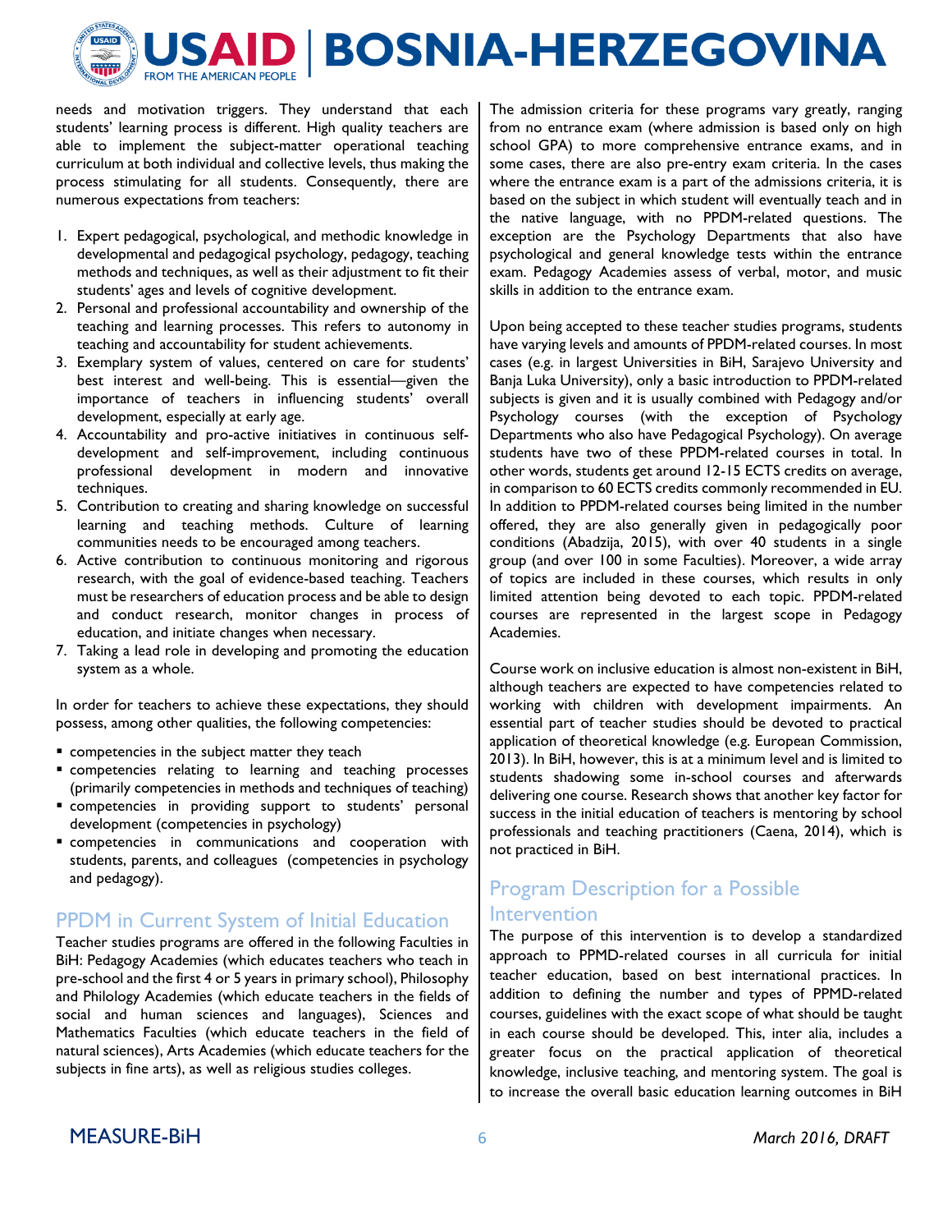needs and motivation triggers. They understand that each students' learning process is different. High quality teachers are able to implement the subject-matter operational teaching curriculum at both individual and collective levels, thus making the process stimulating for all students. Consequently, there are numerous expectations from teachers:

1. Expert pedagogical, psychological, and methodic knowledge in developmental and pedagogical psychology, pedagogy, teaching methods and techniques, as well as their adjustment to fit their students' ages and levels of cognitive development.
2. Personal and professional accountability and ownership of the teaching and learning processes. This refers to autonomy in teaching and accountability for student achievements.
3. Exemplary system of values, centered on care for students' best interest and well-being. This is essential—given the importance of teachers in influencing students' overall development, especially at early age.
4. Accountability and pro-active initiatives in continuous self-development and self-improvement, including continuous professional development in modern and innovative techniques.
5. Contribution to creating and sharing knowledge on successful learning and teaching methods. Culture of learning communities needs to be encouraged among teachers.
6. Active contribution to continuous monitoring and rigorous research, with the goal of evidence-based teaching. Teachers must be researchers of education process and be able to design and conduct research, monitor changes in process of education, and initiate changes when necessary.
7. Taking a lead role in developing and promoting the education system as a whole.

In order for teachers to achieve these expectations, they should possess, among other qualities, the following competencies:

- competencies in the subject matter they teach
- competencies relating to learning and teaching processes (primarily competencies in methods and techniques of teaching)
- competencies in providing support to students' personal development (competencies in psychology)
- competencies in communications and cooperation with students, parents, and colleagues (competencies in psychology and pedagogy).

## PPDM in Current System of Initial Education

Teacher studies programs are offered in the following Faculties in BiH: Pedagogy Academies (which educates teachers who teach in pre-school and the first 4 or 5 years in primary school), Philosophy and Philology Academies (which educate teachers in the fields of social and human sciences and languages), Sciences and Mathematics Faculties (which educate teachers in the field of natural sciences), Arts Academies (which educate teachers for the subjects in fine arts), as well as religious studies colleges.

The admission criteria for these programs vary greatly, ranging from no entrance exam (where admission is based only on high school GPA) to more comprehensive entrance exams, and in some cases, there are also pre-entry exam criteria. In the cases where the entrance exam is a part of the admissions criteria, it is based on the subject in which student will eventually teach and in the native language, with no PPDM-related questions. The exception are the Psychology Departments that also have psychological and general knowledge tests within the entrance exam. Pedagogy Academies assess of verbal, motor, and music skills in addition to the entrance exam.

Upon being accepted to these teacher studies programs, students have varying levels and amounts of PPDM-related courses. In most cases (e.g. in largest Universities in BiH, Sarajevo University and Banja Luka University), only a basic introduction to PPDM-related subjects is given and it is usually combined with Pedagogy and/or Psychology courses (with the exception of Psychology Departments who also have Pedagogical Psychology). On average students have two of these PPDM-related courses in total. In other words, students get around 12-15 ECTS credits on average, in comparison to 60 ECTS credits commonly recommended in EU. In addition to PPDM-related courses being limited in the number offered, they are also generally given in pedagogically poor conditions (Abadzija, 2015), with over 40 students in a single group (and over 100 in some Faculties). Moreover, a wide array of topics are included in these courses, which results in only limited attention being devoted to each topic. PPDM-related courses are represented in the largest scope in Pedagogy Academies.

Course work on inclusive education is almost non-existent in BiH, although teachers are expected to have competencies related to working with children with development impairments. An essential part of teacher studies should be devoted to practical application of theoretical knowledge (e.g. European Commission, 2013). In BiH, however, this is at a minimum level and is limited to students shadowing some in-school courses and afterwards delivering one course. Research shows that another key factor for success in the initial education of teachers is mentoring by school professionals and teaching practitioners (Caena, 2014), which is not practiced in BiH.

## Program Description for a Possible Intervention

The purpose of this intervention is to develop a standardized approach to PPMD-related courses in all curricula for initial teacher education, based on best international practices. In addition to defining the number and types of PPMD-related courses, guidelines with the exact scope of what should be taught in each course should be developed. This, inter alia, includes a greater focus on the practical application of theoretical knowledge, inclusive teaching, and mentoring system. The goal is to increase the overall basic education learning outcomes in BiH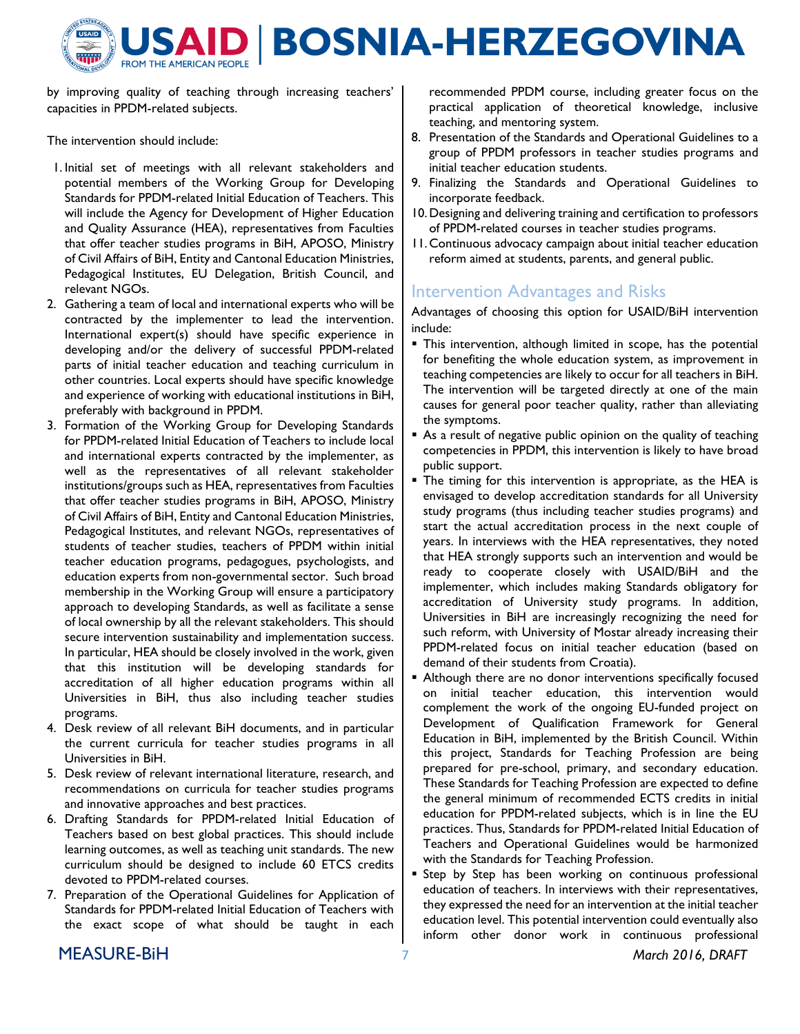by improving quality of teaching through increasing teachers' capacities in PPDM-related subjects.

The intervention should include:

1. Initial set of meetings with all relevant stakeholders and potential members of the Working Group for Developing Standards for PPDM-related Initial Education of Teachers. This will include the Agency for Development of Higher Education and Quality Assurance (HEA), representatives from Faculties that offer teacher studies programs in BiH, APOSO, Ministry of Civil Affairs of BiH, Entity and Cantonal Education Ministries, Pedagogical Institutes, EU Delegation, British Council, and relevant NGOs.
2. Gathering a team of local and international experts who will be contracted by the implementer to lead the intervention. International expert(s) should have specific experience in developing and/or the delivery of successful PPDM-related parts of initial teacher education and teaching curriculum in other countries. Local experts should have specific knowledge and experience of working with educational institutions in BiH, preferably with background in PPDM.
3. Formation of the Working Group for Developing Standards for PPDM-related Initial Education of Teachers to include local and international experts contracted by the implementer, as well as the representatives of all relevant stakeholder institutions/groups such as HEA, representatives from Faculties that offer teacher studies programs in BiH, APOSO, Ministry of Civil Affairs of BiH, Entity and Cantonal Education Ministries, Pedagogical Institutes, and relevant NGOs, representatives of students of teacher studies, teachers of PPDM within initial teacher education programs, pedagogues, psychologists, and education experts from non-governmental sector. Such broad membership in the Working Group will ensure a participatory approach to developing Standards, as well as facilitate a sense of local ownership by all the relevant stakeholders. This should secure intervention sustainability and implementation success. In particular, HEA should be closely involved in the work, given that this institution will be developing standards for accreditation of all higher education programs within all Universities in BiH, thus also including teacher studies programs.
4. Desk review of all relevant BiH documents, and in particular the current curricula for teacher studies programs in all Universities in BiH.
5. Desk review of relevant international literature, research, and recommendations on curricula for teacher studies programs and innovative approaches and best practices.
6. Drafting Standards for PPDM-related Initial Education of Teachers based on best global practices. This should include learning outcomes, as well as teaching unit standards. The new curriculum should be designed to include 60 ETCS credits devoted to PPDM-related courses.
7. Preparation of the Operational Guidelines for Application of Standards for PPDM-related Initial Education of Teachers with the exact scope of what should be taught in each recommended PPDM course, including greater focus on the practical application of theoretical knowledge, inclusive teaching, and mentoring system.
8. Presentation of the Standards and Operational Guidelines to a group of PPDM professors in teacher studies programs and initial teacher education students.
9. Finalizing the Standards and Operational Guidelines to incorporate feedback.
10. Designing and delivering training and certification to professors of PPDM-related courses in teacher studies programs.
11. Continuous advocacy campaign about initial teacher education reform aimed at students, parents, and general public.

## Intervention Advantages and Risks

Advantages of choosing this option for USAID/BiH intervention include:

- This intervention, although limited in scope, has the potential for benefiting the whole education system, as improvement in teaching competencies are likely to occur for all teachers in BiH. The intervention will be targeted directly at one of the main causes for general poor teacher quality, rather than alleviating the symptoms.
- As a result of negative public opinion on the quality of teaching competencies in PPDM, this intervention is likely to have broad public support.
- The timing for this intervention is appropriate, as the HEA is envisaged to develop accreditation standards for all University study programs (thus including teacher studies programs) and start the actual accreditation process in the next couple of years. In interviews with the HEA representatives, they noted that HEA strongly supports such an intervention and would be ready to cooperate closely with USAID/BiH and the implementer, which includes making Standards obligatory for accreditation of University study programs. In addition, Universities in BiH are increasingly recognizing the need for such reform, with University of Mostar already increasing their PPDM-related focus on initial teacher education (based on demand of their students from Croatia).
- Although there are no donor interventions specifically focused on initial teacher education, this intervention would complement the work of the ongoing EU-funded project on Development of Qualification Framework for General Education in BiH, implemented by the British Council. Within this project, Standards for Teaching Profession are being prepared for pre-school, primary, and secondary education. These Standards for Teaching Profession are expected to define the general minimum of recommended ECTS credits in initial education for PPDM-related subjects, which is in line the EU practices. Thus, Standards for PPDM-related Initial Education of Teachers and Operational Guidelines would be harmonized with the Standards for Teaching Profession.
- Step by Step has been working on continuous professional education of teachers. In interviews with their representatives, they expressed the need for an intervention at the initial teacher education level. This potential intervention could eventually also inform other donor work in continuous professional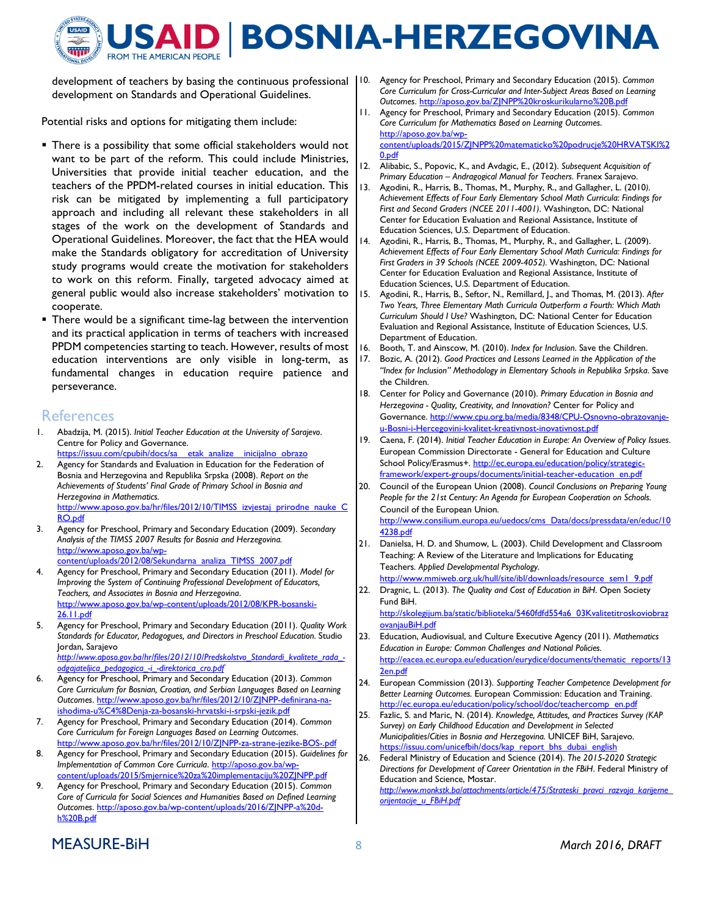development of teachers by basing the continuous professional development on Standards and Operational Guidelines.

Potential risks and options for mitigating them include:

- There is a possibility that some official stakeholders would not want to be part of the reform. This could include Ministries, Universities that provide initial teacher education, and the teachers of the PPDM-related courses in initial education. This risk can be mitigated by implementing a full participatory approach and including all relevant these stakeholders in all stages of the work on the development of Standards and Operational Guidelines. Moreover, the fact that the HEA would make the Standards obligatory for accreditation of University study programs would create the motivation for stakeholders to work on this reform. Finally, targeted advocacy aimed at general public would also increase stakeholders' motivation to cooperate.
- There would be a significant time-lag between the intervention and its practical application in terms of teachers with increased PPDM competencies starting to teach. However, results of most education interventions are only visible in long-term, as fundamental changes in education require patience and perseverance.

## References

1. Abadzija, M. (2015). *Initial Teacher Education at the University of Sarajevo*. Centre for Policy and Governance. https://issuu.com/cpubih/docs/sa__etak_analize__inicijalno_obrazo
2. Agency for Standards and Evaluation in Education for the Federation of Bosnia and Herzegovina and Republika Srpska (2008). *Report on the Achievements of Students' Final Grade of Primary School in Bosnia and Herzegovina in Mathematics*. http://www.aposo.gov.ba/hr/files/2012/10/TIMSS_izvjestaj_prirodne_nauke_CRO.pdf
3. Agency for Preschool, Primary and Secondary Education (2009). *Secondary Analysis of the TIMSS 2007 Results for Bosnia and Herzegovina.* http://www.aposo.gov.ba/wp-content/uploads/2012/08/Sekundarna_analiza_TIMSS_2007.pdf
4. Agency for Preschool, Primary and Secondary Education (2011). *Model for Improving the System of Continuing Professional Development of Educators, Teachers, and Associates in Bosnia and Herzegovina*. http://www.aposo.gov.ba/wp-content/uploads/2012/08/KPR-bosanski-26.11.pdf
5. Agency for Preschool, Primary and Secondary Education (2011). *Quality Work Standards for Educator, Pedagogues, and Directors in Preschool Education.* Studio Jordan, Sarajevo *http://www.aposo.gov.ba/hr/files/2012/10/Predskolstvo_Standardi_kvalitete_rada_-odgajateljica_pedagogica_-i_-direktorica_cro.pdf*
6. Agency for Preschool, Primary and Secondary Education (2013). *Common Core Curriculum for Bosnian, Croatian, and Serbian Languages Based on Learning Outcomes*. http://www.aposo.gov.ba/hr/files/2012/10/ZJNPP-definirana-na-ishodima-u%C4%8Denja-za-bosanski-hrvatski-i-srpski-jezik.pdf
7. Agency for Preschool, Primary and Secondary Education (2014). *Common Core Curriculum for Foreign Languages Based on Learning Outcomes*. http://www.aposo.gov.ba/hr/files/2012/10/ZJNPP-za-strane-jezike-BOS-.pdf
8. Agency for Preschool, Primary and Secondary Education (2015). *Guidelines for Implementation of Common Core Curricula*. http://aposo.gov.ba/wp-content/uploads/2015/Smjernice%20za%20implementaciju%20ZJNPP.pdf
9. Agency for Preschool, Primary and Secondary Education (2015). *Common Core of Curricula for Social Sciences and Humanities Based on Defined Learning Outcomes*. http://aposo.gov.ba/wp-content/uploads/2016/ZJNPP-a%20d-h%20B.pdf
10. Agency for Preschool, Primary and Secondary Education (2015). *Common Core Curriculum for Cross-Curricular and Inter-Subject Areas Based on Learning Outcomes*. http://aposo.gov.ba/ZJNPP%20kroskurikularno%20B.pdf
11. Agency for Preschool, Primary and Secondary Education (2015). *Common Core Curriculum for Mathematics Based on Learning Outcomes*. http://aposo.gov.ba/wp-content/uploads/2015/ZJNPP%20matematicko%20podrucje%20HRVATSKI%20.pdf
12. Alibabic, S., Popovic, K., and Avdagic, E., (2012). *Subsequent Acquisition of Primary Education – Andragogical Manual for Teachers*. Franex Sarajevo.
13. Agodini, R., Harris, B., Thomas, M., Murphy, R., and Gallagher, L. (2010). *Achievement Effects of Four Early Elementary School Math Curricula: Findings for First and Second Graders (NCEE 2011-4001)*. Washington, DC: National Center for Education Evaluation and Regional Assistance, Institute of Education Sciences, U.S. Department of Education.
14. Agodini, R., Harris, B., Thomas, M., Murphy, R., and Gallagher, L. (2009). *Achievement Effects of Four Early Elementary School Math Curricula: Findings for First Graders in 39 Schools (NCEE 2009-4052)*. Washington, DC: National Center for Education Evaluation and Regional Assistance, Institute of Education Sciences, U.S. Department of Education.
15. Agodini, R., Harris, B., Seftor, N., Remillard, J., and Thomas, M. (2013). *After Two Years, Three Elementary Math Curricula Outperform a Fourth: Which Math Curriculum Should I Use?* Washington, DC: National Center for Education Evaluation and Regional Assistance, Institute of Education Sciences, U.S. Department of Education.
16. Booth, T. and Ainscow, M. (2010). *Index for Inclusion*. Save the Children.
17. Bozic, A. (2012). *Good Practices and Lessons Learned in the Application of the "Index for Inclusion" Methodology in Elementary Schools in Republika Srpska*. Save the Children.
18. Center for Policy and Governance (2010). *Primary Education in Bosnia and Herzegovina - Quality, Creativity, and Innovation?* Center for Policy and Governance. http://www.cpu.org.ba/media/8348/CPU-Osnovno-obrazovanje-u-Bosni-i-Hercegovini-kvalitet-kreativnost-inovativnost.pdf
19. Caena, F. (2014). *Initial Teacher Education in Europe: An Overview of Policy Issues*. European Commission Directorate - General for Education and Culture School Policy/Erasmus+. http://ec.europa.eu/education/policy/strategic-framework/expert-groups/documents/initial-teacher-education_en.pdf
20. Council of the European Union (2008). *Council Conclusions on Preparing Young People for the 21st Century: An Agenda for European Cooperation on Schools*. Council of the European Union. http://www.consilium.europa.eu/uedocs/cms_Data/docs/pressdata/en/educ/104238.pdf
21. Danielsa, H. D. and Shumow, L. (2003). Child Development and Classroom Teaching: A Review of the Literature and Implications for Educating Teachers. *Applied Developmental Psychology*. http://www.mmiweb.org.uk/hull/site/ibl/downloads/resource_sem1_9.pdf
22. Dragnic, L. (2013). *The Quality and Cost of Education in BiH*. Open Society Fund BiH. http://skolegijum.ba/static/biblioteka/5460fdfd554a6_03KvalitetitroskoviobrazovanjauBiH.pdf
23. Education, Audiovisual, and Culture Executive Agency (2011). *Mathematics Education in Europe: Common Challenges and National Policies*. http://eacea.ec.europa.eu/education/eurydice/documents/thematic_reports/132en.pdf
24. European Commission (2013). *Supporting Teacher Competence Development for Better Learning Outcomes*. European Commission: Education and Training. http://ec.europa.eu/education/policy/school/doc/teachercomp_en.pdf
25. Fazlic, S. and Maric, N. (2014). *Knowledge, Attitudes, and Practices Survey (KAP Survey) on Early Childhood Education and Development in Selected Municipalities/Cities in Bosnia and Herzegovina*. UNICEF BiH, Sarajevo. https://issuu.com/unicefbih/docs/kap_report_bhs_dubai_english
26. Federal Ministry of Education and Science (2014). *The 2015-2020 Strategic Directions for Development of Career Orientation in the FBiH*. Federal Ministry of Education and Science, Mostar. *http://www.monkstk.ba/attachments/article/475/Strateski_pravci_razvoja_karijerne_orijentacije_u_FBiH.pdf*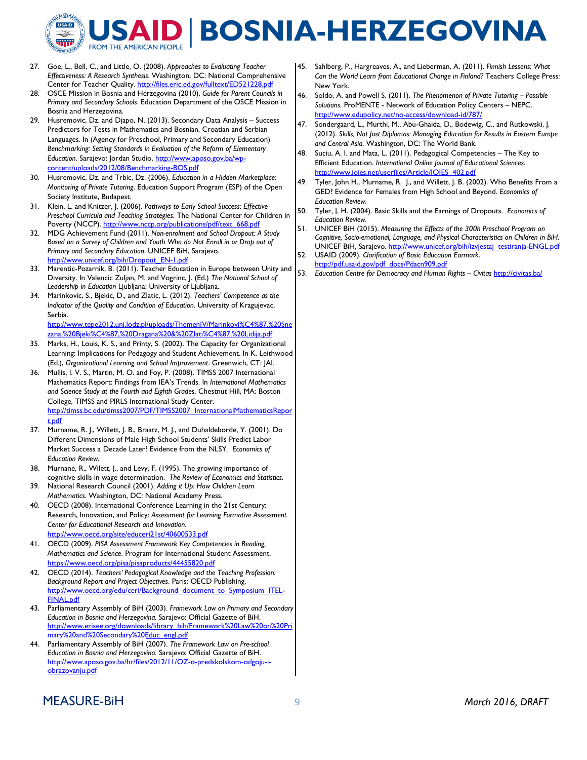27. Goe, L., Bell, C., and Little, O. (2008). *Approaches to Evaluating Teacher Effectiveness: A Research Synthesis*. Washington, DC: National Comprehensive Center for Teacher Quality. http://files.eric.ed.gov/fulltext/ED521228.pdf
28. OSCE Mission in Bosnia and Herzegovina (2010). *Guide for Parent Councils in Primary and Secondary Schools*. Education Department of the OSCE Mission in Bosnia and Herzegovina.
29. Husremovic, Dz. and Djapo, N. (2013). Secondary Data Analysis – Success Predictors for Tests in Mathematics and Bosnian, Croatian and Serbian Languages. In (Agency for Preschool, Primary and Secondary Education) *Benchmarking: Setting Standards in Evaluation of the Reform of Elementary Education*. Sarajevo: Jordan Studio. http://www.aposo.gov.ba/wp-content/uploads/2012/08/Benchmarking-BOS.pdf
30. Husremovic, Dz. and Trbic, Dz. (2006). *Education in a Hidden Marketplace: Monitoring of Private Tutoring*. Education Support Program (ESP) of the Open Society Institute, Budapest.
31. Klein, L. and Knitzer, J. (2006). *Pathways to Early School Success: Effective Preschool Curricula and Teaching Strategies*. The National Center for Children in Poverty (NCCP). http://www.nccp.org/publications/pdf/text_668.pdf
32. MDG Achievement Fund (2011). *Non-enrolment and School Dropout: A Study Based on a Survey of Children and Youth Who do Not Enroll in or Drop out of Primary and Secondary Education*. UNICEF BiH, Sarajevo. http://www.unicef.org/bih/Dropout_EN-1.pdf
33. Marentic-Pozarnik, B. (2011). Teacher Education in Europe between Unity and Diversity. In Valencic Zuljan, M. and Vogrinc, J. (Ed.) *The National School of Leadership in Education* Ljubljana: University of Ljubljana.
34. Marinkovic, S., Bjekic, D., and Zlatic, L. (2012). *Teachers' Competence as the Indicator of the Quality and Condition of Education*. University of Kragujevac, Serbia. http://www.tepe2012.uni.lodz.pl/uploads/ThemenIV/Marinkovi%C4%87,%20Snezana;%20Bjeki%C4%87,%20Dragana%20&%20Zlati%C4%87,%20Lidija.pdf
35. Marks, H., Louis, K. S., and Printy, S. (2002). The Capacity for Organizational Learning: Implications for Pedagogy and Student Achievement. In K. Leithwood (Ed.), *Organizational Learning and School Improvement*. Greenwich, CT: JAI.
36. Mullis, I. V. S., Martin, M. O. and Foy, P. (2008). TIMSS 2007 International Mathematics Report: Findings from IEA's Trends. In *International Mathematics and Science Study at the Fourth and Eighth Grades*. Chestnut Hill, MA: Boston College, TIMSS and PIRLS International Study Center. http://timss.bc.edu/timss2007/PDF/TIMSS2007_InternationalMathematicsReport.pdf
37. Murnane, R. J., Willett, J. B., Braatz, M. J., and Duhaldeborde, Y. (2001). Do Different Dimensions of Male High School Students' Skills Predict Labor Market Success a Decade Later? Evidence from the NLSY. *Economics of Education Review*.
38. Murnane, R., Wilett, J., and Levy, F. (1995). The growing importance of cognitive skills in wage determination. *The Review of Economics and Statistics*.
39. National Research Council (2001). *Adding it Up: How Children Learn Mathematics*. Washington, DC: National Academy Press.
40. OECD (2008). International Conference Learning in the 21st Century: Research, Innovation, and Policy: *Assessment for Learning Formative Assessment. Center for Educational Research and Innovation*. http://www.oecd.org/site/educeri21st/40600533.pdf
41. OECD (2009). *PISA Assessment Framework Key Competencies in Reading, Mathematics and Science*. Program for International Student Assessment. https://www.oecd.org/pisa/pisaproducts/44455820.pdf
42. OECD (2014). *Teachers' Pedagogical Knowledge and the Teaching Profession: Background Report and Project Objectives*. Paris: OECD Publishing. http://www.oecd.org/edu/ceri/Background_document_to_Symposium_ITEL-FINAL.pdf
43. Parliamentary Assembly of BiH (2003). *Framework Law on Primary and Secondary Education in Bosnia and Herzegovina*. Sarajevo: Official Gazette of BiH. http://www.erisee.org/downloads/library_bih/Framework%20Law%20on%20Primary%20and%20Secondary%20Educ_engl.pdf
44. Parliamentary Assembly of BiH (2007). *The Framework Law on Pre-school Education in Bosnia and Herzegovina*. Sarajevo: Official Gazette of BiH. http://www.aposo.gov.ba/hr/files/2012/11/OZ-o-predskolskom-odgoju-i-obrazovanju.pdf
45. Sahlberg, P., Hargreaves, A., and Lieberman, A. (2011). *Finnish Lessons: What Can the World Learn from Educational Change in Finland?* Teachers College Press: New York.
46. Soldo, A. and Powell S. (2011). *The Phenomenon of Private Tutoring – Possible Solutions*. ProMENTE - Network of Education Policy Centers – NEPC. http://www.edupolicy.net/no-access/download-id/787/
47. Sondergaard, L., Murthi, M., Abu-Ghaida, D., Bodewig, C., and Rutkowski, J. (2012). *Skills, Not Just Diplomas: Managing Education for Results in Eastern Europe and Central Asia*. Washington, DC: The World Bank.
48. Suciu, A. I. and Mata, L. (2011). Pedagogical Competencies – The Key to Efficient Education. *International Online Journal of Educational Sciences*. http://www.iojes.net/userfiles/Article/IOJES_402.pdf
49. Tyler, John H., Murname, R. J., and Willett, J. B. (2002). Who Benefits From a GED? Evidence for Females from High School and Beyond. *Economics of Education Review*.
50. Tyler, J. H. (2004). Basic Skills and the Earnings of Dropouts. *Economics of Education Review*.
51. UNICEF BiH (2015). *Measuring the Effects of the 300h Preschool Program on Cognitive, Socio-emotional, Language, and Physical Characteristics on Children in BiH*. UNICEF BiH, Sarajevo. http://www.unicef.org/bih/izvjestaj_testiranja-ENGL.pdf
52. USAID (2009). *Clarification of Basic Education Earmark*. http://pdf.usaid.gov/pdf_docs/Pdacn909.pdf
53. *Education Centre for Democracy and Human Rights – Civitas* http://civitas.ba/